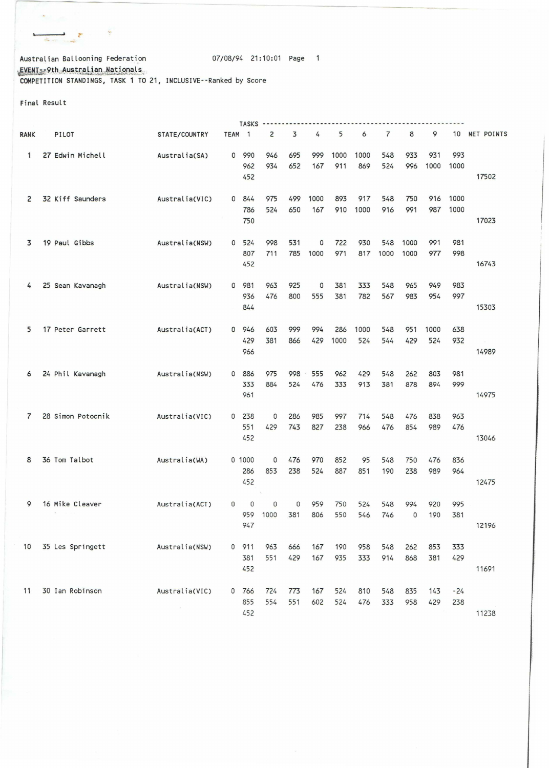Australian Ballooning Federation 07/08/94 21:10:01

EVENT--9th Australian Nationals

COMPETITION STANDINGS, TASK 1 TO 21, INCLUSIVE--Ranked by Score

Final Result

| RANK | PILOT | STATE/COUNTRY | TEAM | 1 | 2 | 3 | 4 | 5 | 6 | 7 | 8 | 9 | 10 | NET POINTS |
|---|---|---|---|---|---|---|---|---|---|---|---|---|---|---|
| 1 | 27 Edwin Michell | Australia(SA) | 0 | 990 | 946 | 695 | 999 | 1000 | 1000 | 548 | 933 | 931 | 993 | |
| | | | | 962 | 934 | 652 | 167 | 911 | 869 | 524 | 996 | 1000 | 1000 | |
| | | | | 452 | | | | | | | | | | 17502 |
| 2 | 32 Kiff Saunders | Australia(VIC) | 0 | 844 | 975 | 499 | 1000 | 893 | 917 | 548 | 750 | 916 | 1000 | |
| | | | | 786 | 524 | 650 | 167 | 910 | 1000 | 916 | 991 | 987 | 1000 | |
| | | | | 750 | | | | | | | | | | 17023 |
| 3 | 19 Paul Gibbs | Australia(NSW) | 0 | 524 | 998 | 531 | 0 | 722 | 930 | 548 | 1000 | 991 | 981 | |
| | | | | 807 | 711 | 785 | 1000 | 971 | 817 | 1000 | 1000 | 977 | 998 | |
| | | | | 452 | | | | | | | | | | 16743 |
| 4 | 25 Sean Kavanagh | Australia(NSW) | 0 | 981 | 963 | 925 | 0 | 381 | 333 | 548 | 965 | 949 | 983 | |
| | | | | 936 | 476 | 800 | 555 | 381 | 782 | 567 | 983 | 954 | 997 | |
| | | | | 844 | | | | | | | | | | 15303 |
| 5 | 17 Peter Garrett | Australia(ACT) | 0 | 946 | 603 | 999 | 994 | 286 | 1000 | 548 | 951 | 1000 | 638 | |
| | | | | 429 | 381 | 866 | 429 | 1000 | 524 | 544 | 429 | 524 | 932 | |
| | | | | 966 | | | | | | | | | | 14989 |
| 6 | 24 Phil Kavanagh | Australia(NSW) | 0 | 886 | 975 | 998 | 555 | 962 | 429 | 548 | 262 | 803 | 981 | |
| | | | | 333 | 884 | 524 | 476 | 333 | 913 | 381 | 878 | 894 | 999 | |
| | | | | 961 | | | | | | | | | | 14975 |
| 7 | 28 Simon Potocnik | Australia(VIC) | 0 | 238 | 0 | 286 | 985 | 997 | 714 | 548 | 476 | 838 | 963 | |
| | | | | 551 | 429 | 743 | 827 | 238 | 966 | 476 | 854 | 989 | 476 | |
| | | | | 452 | | | | | | | | | | 13046 |
| 8 | 36 Tom Talbot | Australia(WA) | 0 | 1000 | 0 | 476 | 970 | 852 | 95 | 548 | 750 | 476 | 836 | |
| | | | | 286 | 853 | 238 | 524 | 887 | 851 | 190 | 238 | 989 | 964 | |
| | | | | 452 | | | | | | | | | | 12475 |
| 9 | 16 Mike Cleaver | Australia(ACT) | 0 | 0 | 0 | 0 | 959 | 750 | 524 | 548 | 994 | 920 | 995 | |
| | | | | 959 | 1000 | 381 | 806 | 550 | 546 | 746 | 0 | 190 | 381 | |
| | | | | 947 | | | | | | | | | | 12196 |
| 10 | 35 Les Springett | Australia(NSW) | 0 | 911 | 963 | 666 | 167 | 190 | 958 | 548 | 262 | 853 | 333 | |
| | | | | 381 | 551 | 429 | 167 | 935 | 333 | 914 | 868 | 381 | 429 | |
| | | | | 452 | | | | | | | | | | 11691 |
| 11 | 30 Ian Robinson | Australia(VIC) | 0 | 766 | 724 | 773 | 167 | 524 | 810 | 548 | 835 | 143 | -24 | |
| | | | | 855 | 554 | 551 | 602 | 524 | 476 | 333 | 958 | 429 | 238 | |
| | | | | 452 | | | | | | | | | | 11238 |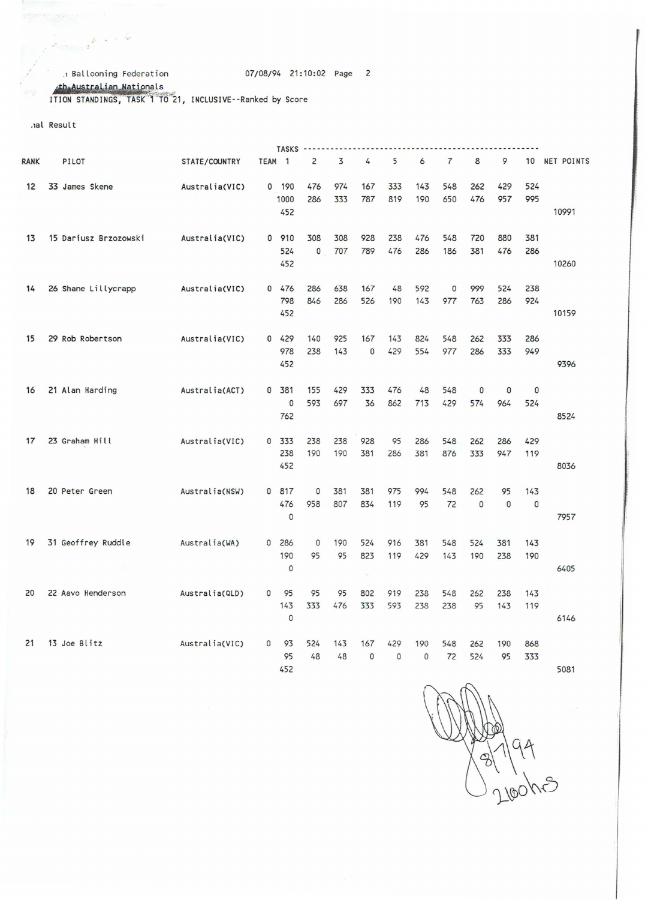.ı Ballooning Federation 07/08/94 21:10:02 Page 2

.th Australian Nationals

ITION STANDINGS, TASK 1 TO 21, INCLUSIVE--Ranked by Score

.ıal Result

| RANK | PILOT | STATE/COUNTRY | TEAM | TASKS 1 | 2 | 3 | 4 | 5 | 6 | 7 | 8 | 9 | 10 | NET POINTS |
|---|---|---|---|---|---|---|---|---|---|---|---|---|---|---|
| 12 | 33 James Skene | Australia(VIC) | 0 | 190 | 476 | 974 | 167 | 333 | 143 | 548 | 262 | 429 | 524 | |
| | | | | 1000 | 286 | 333 | 787 | 819 | 190 | 650 | 476 | 957 | 995 | |
| | | | | 452 | | | | | | | | | | 10991 |
| 13 | 15 Dariusz Brzozowski | Australia(VIC) | 0 | 910 | 308 | 308 | 928 | 238 | 476 | 548 | 720 | 880 | 381 | |
| | | | | 524 | 0 | 707 | 789 | 476 | 286 | 186 | 381 | 476 | 286 | |
| | | | | 452 | | | | | | | | | | 10260 |
| 14 | 26 Shane Lillycrapp | Australia(VIC) | 0 | 476 | 286 | 638 | 167 | 48 | 592 | 0 | 999 | 524 | 238 | |
| | | | | 798 | 846 | 286 | 526 | 190 | 143 | 977 | 763 | 286 | 924 | |
| | | | | 452 | | | | | | | | | | 10159 |
| 15 | 29 Rob Robertson | Australia(VIC) | 0 | 429 | 140 | 925 | 167 | 143 | 824 | 548 | 262 | 333 | 286 | |
| | | | | 978 | 238 | 143 | 0 | 429 | 554 | 977 | 286 | 333 | 949 | |
| | | | | 452 | | | | | | | | | | 9396 |
| 16 | 21 Alan Harding | Australia(ACT) | 0 | 381 | 155 | 429 | 333 | 476 | 48 | 548 | 0 | 0 | 0 | |
| | | | | 0 | 593 | 697 | 36 | 862 | 713 | 429 | 574 | 964 | 524 | |
| | | | | 762 | | | | | | | | | | 8524 |
| 17 | 23 Graham Hill | Australia(VIC) | 0 | 333 | 238 | 238 | 928 | 95 | 286 | 548 | 262 | 286 | 429 | |
| | | | | 238 | 190 | 190 | 381 | 286 | 381 | 876 | 333 | 947 | 119 | |
| | | | | 452 | | | | | | | | | | 8036 |
| 18 | 20 Peter Green | Australia(NSW) | 0 | 817 | 0 | 381 | 381 | 975 | 994 | 548 | 262 | 95 | 143 | |
| | | | | 476 | 958 | 807 | 834 | 119 | 95 | 72 | 0 | 0 | 0 | |
| | | | | 0 | | | | | | | | | | 7957 |
| 19 | 31 Geoffrey Ruddle | Australia(WA) | 0 | 286 | 0 | 190 | 524 | 916 | 381 | 548 | 524 | 381 | 143 | |
| | | | | 190 | 95 | 95 | 823 | 119 | 429 | 143 | 190 | 238 | 190 | |
| | | | | 0 | | | | | | | | | | 6405 |
| 20 | 22 Aavo Henderson | Australia(QLD) | 0 | 95 | 95 | 95 | 802 | 919 | 238 | 548 | 262 | 238 | 143 | |
| | | | | 143 | 333 | 476 | 333 | 593 | 238 | 238 | 95 | 143 | 119 | |
| | | | | 0 | | | | | | | | | | 6146 |
| 21 | 13 Joe Blitz | Australia(VIC) | 0 | 93 | 524 | 143 | 167 | 429 | 190 | 548 | 262 | 190 | 868 | |
| | | | | 95 | 48 | 48 | 0 | 0 | 0 | 72 | 524 | 95 | 333 | |
| | | | | 452 | | | | | | | | | | 5081 |

8/7/94

2100hrs